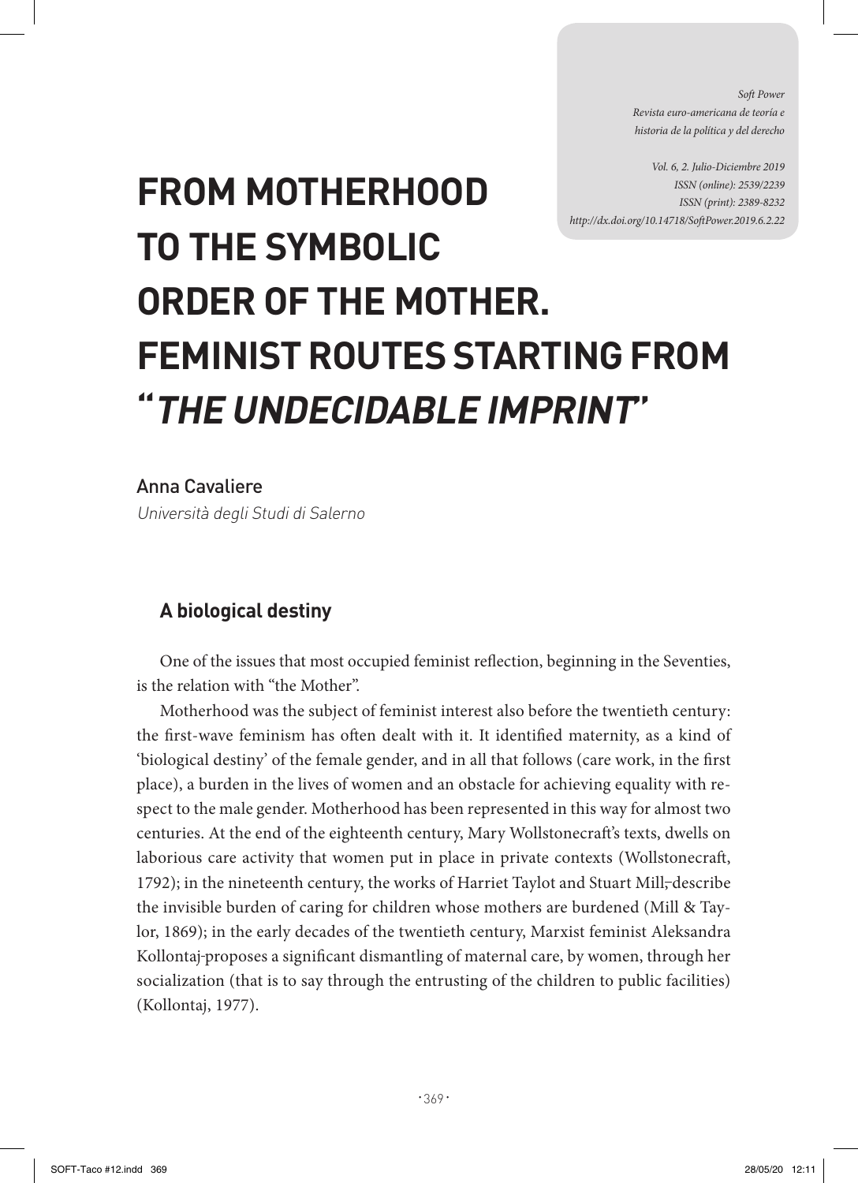# FROM MOTHERHOOD TO THE SYMBOLIC ORDER OF THE MOTHER. FEMINIST ROUTES STARTING FROM "*THE UNDECIDABLE IMPRINT*"

Anna Cavaliere

*Università degli Studi di Salerno*

## A biological destiny

One of the issues that most occupied feminist reflection, beginning in the Seventies, is the relation with "the Mother".

Motherhood was the subject of feminist interest also before the twentieth century: the first-wave feminism has often dealt with it. It identified maternity, as a kind of 'biological destiny' of the female gender, and in all that follows (care work, in the first place), a burden in the lives of women and an obstacle for achieving equality with respect to the male gender. Motherhood has been represented in this way for almost two centuries. At the end of the eighteenth century, Mary Wollstonecraft's texts, dwells on laborious care activity that women put in place in private contexts (Wollstonecraft, 1792); in the nineteenth century, the works of Harriet Taylot and Stuart Mill, describe the invisible burden of caring for children whose mothers are burdened (Mill & Taylor, 1869); in the early decades of the twentieth century, Marxist feminist Aleksandra Kollontaj proposes a significant dismantling of maternal care, by women, through her socialization (that is to say through the entrusting of the children to public facilities) (Kollontaj, 1977).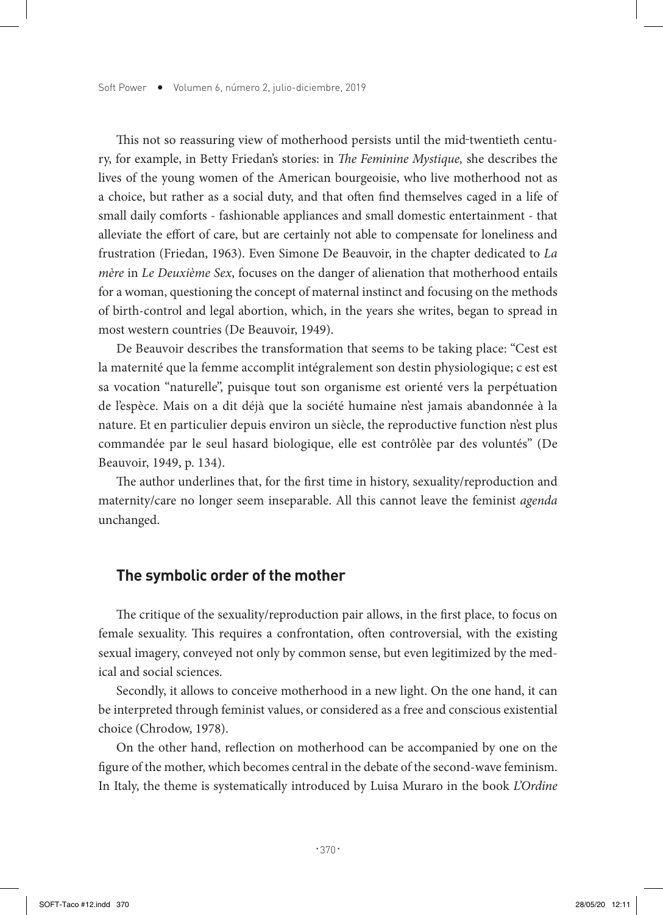This not so reassuring view of motherhood persists until the mid-twentieth century, for example, in Betty Friedan's stories: in *The Feminine Mystique,* she describes the lives of the young women of the American bourgeoisie, who live motherhood not as a choice, but rather as a social duty, and that often find themselves caged in a life of small daily comforts - fashionable appliances and small domestic entertainment - that alleviate the effort of care, but are certainly not able to compensate for loneliness and frustration (Friedan, 1963). Even Simone De Beauvoir, in the chapter dedicated to *La mère* in *Le Deuxième Sex*, focuses on the danger of alienation that motherhood entails for a woman, questioning the concept of maternal instinct and focusing on the methods of birth-control and legal abortion, which, in the years she writes, began to spread in most western countries (De Beauvoir, 1949).

De Beauvoir describes the transformation that seems to be taking place: "Cest est la maternité que la femme accomplit intégralement son destin physiologique; c est est sa vocation "naturelle", puisque tout son organisme est orienté vers la perpétuation de l'espèce. Mais on a dit déjà que la société humaine n'est jamais abandonnée à la nature. Et en particulier depuis environ un siècle, the reproductive function n'est plus commandée par le seul hasard biologique, elle est contrôlèe par des voluntés" (De Beauvoir, 1949, p. 134).

The author underlines that, for the first time in history, sexuality/reproduction and maternity/care no longer seem inseparable. All this cannot leave the feminist *agenda* unchanged.

## The symbolic order of the mother

The critique of the sexuality/reproduction pair allows, in the first place, to focus on female sexuality. This requires a confrontation, often controversial, with the existing sexual imagery, conveyed not only by common sense, but even legitimized by the medical and social sciences.

Secondly, it allows to conceive motherhood in a new light. On the one hand, it can be interpreted through feminist values, or considered as a free and conscious existential choice (Chrodow, 1978).

On the other hand, reflection on motherhood can be accompanied by one on the figure of the mother, which becomes central in the debate of the second-wave feminism. In Italy, the theme is systematically introduced by Luisa Muraro in the book *L'Ordine*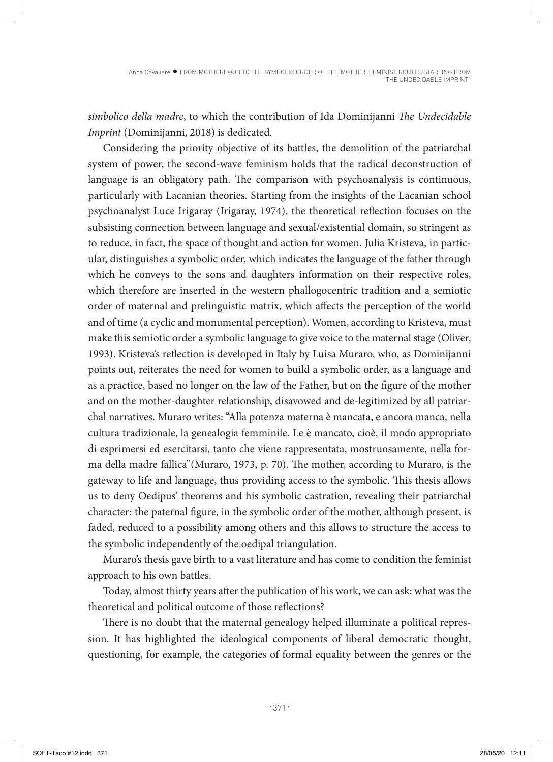*simbolico della madre*, to which the contribution of Ida Dominijanni *The Undecidable Imprint* (Dominijanni, 2018) is dedicated.

Considering the priority objective of its battles, the demolition of the patriarchal system of power, the second-wave feminism holds that the radical deconstruction of language is an obligatory path. The comparison with psychoanalysis is continuous, particularly with Lacanian theories. Starting from the insights of the Lacanian school psychoanalyst Luce Irigaray (Irigaray, 1974), the theoretical reflection focuses on the subsisting connection between language and sexual/existential domain, so stringent as to reduce, in fact, the space of thought and action for women. Julia Kristeva, in particular, distinguishes a symbolic order, which indicates the language of the father through which he conveys to the sons and daughters information on their respective roles, which therefore are inserted in the western phallogocentric tradition and a semiotic order of maternal and prelinguistic matrix, which affects the perception of the world and of time (a cyclic and monumental perception). Women, according to Kristeva, must make this semiotic order a symbolic language to give voice to the maternal stage (Oliver, 1993). Kristeva's reflection is developed in Italy by Luisa Muraro, who, as Dominijanni points out, reiterates the need for women to build a symbolic order, as a language and as a practice, based no longer on the law of the Father, but on the figure of the mother and on the mother-daughter relationship, disavowed and de-legitimized by all patriarchal narratives. Muraro writes: "Alla potenza materna è mancata, e ancora manca, nella cultura tradizionale, la genealogia femminile. Le è mancato, cioè, il modo appropriato di esprimersi ed esercitarsi, tanto che viene rappresentata, mostruosamente, nella forma della madre fallica"(Muraro, 1973, p. 70). The mother, according to Muraro, is the gateway to life and language, thus providing access to the symbolic. This thesis allows us to deny Oedipus' theorems and his symbolic castration, revealing their patriarchal character: the paternal figure, in the symbolic order of the mother, although present, is faded, reduced to a possibility among others and this allows to structure the access to the symbolic independently of the oedipal triangulation.

Muraro's thesis gave birth to a vast literature and has come to condition the feminist approach to his own battles.

Today, almost thirty years after the publication of his work, we can ask: what was the theoretical and political outcome of those reflections?

There is no doubt that the maternal genealogy helped illuminate a political repression. It has highlighted the ideological components of liberal democratic thought, questioning, for example, the categories of formal equality between the genres or the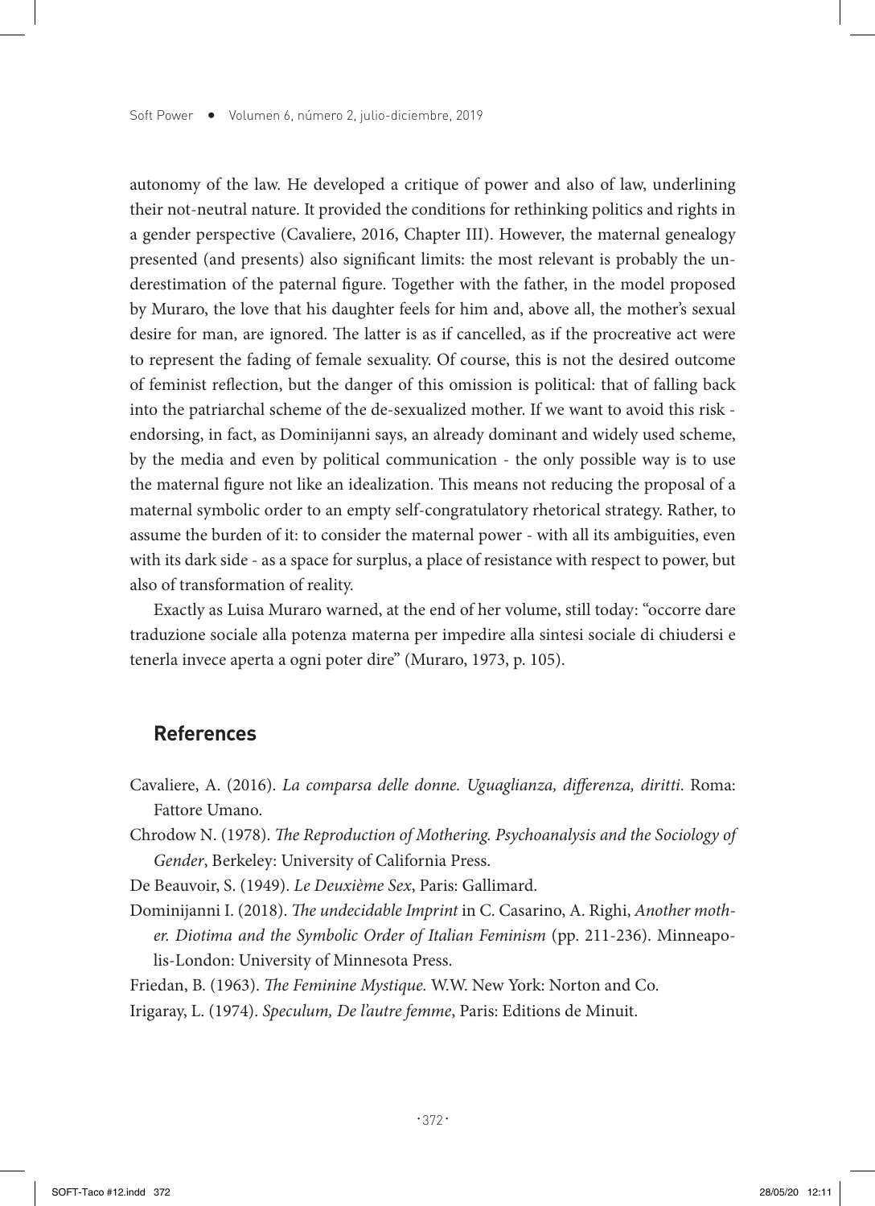autonomy of the law. He developed a critique of power and also of law, underlining their not-neutral nature. It provided the conditions for rethinking politics and rights in a gender perspective (Cavaliere, 2016, Chapter III). However, the maternal genealogy presented (and presents) also significant limits: the most relevant is probably the underestimation of the paternal figure. Together with the father, in the model proposed by Muraro, the love that his daughter feels for him and, above all, the mother's sexual desire for man, are ignored. The latter is as if cancelled, as if the procreative act were to represent the fading of female sexuality. Of course, this is not the desired outcome of feminist reflection, but the danger of this omission is political: that of falling back into the patriarchal scheme of the de-sexualized mother. If we want to avoid this risk - endorsing, in fact, as Dominijanni says, an already dominant and widely used scheme, by the media and even by political communication - the only possible way is to use the maternal figure not like an idealization. This means not reducing the proposal of a maternal symbolic order to an empty self-congratulatory rhetorical strategy. Rather, to assume the burden of it: to consider the maternal power - with all its ambiguities, even with its dark side - as a space for surplus, a place of resistance with respect to power, but also of transformation of reality.

Exactly as Luisa Muraro warned, at the end of her volume, still today: "occorre dare traduzione sociale alla potenza materna per impedire alla sintesi sociale di chiudersi e tenerla invece aperta a ogni poter dire" (Muraro, 1973, p. 105).

## References

Cavaliere, A. (2016). *La comparsa delle donne. Uguaglianza, differenza, diritti*. Roma: Fattore Umano.

Chrodow N. (1978). *The Reproduction of Mothering. Psychoanalysis and the Sociology of Gender*, Berkeley: University of California Press.

De Beauvoir, S. (1949). *Le Deuxième Sex*, Paris: Gallimard.

Dominijanni I. (2018). *The undecidable Imprint* in C. Casarino, A. Righi, *Another mother. Diotima and the Symbolic Order of Italian Feminism* (pp. 211-236). Minneapolis-London: University of Minnesota Press.

Friedan, B. (1963). *The Feminine Mystique.* W.W. New York: Norton and Co.

Irigaray, L. (1974). *Speculum, De l'autre femme*, Paris: Editions de Minuit.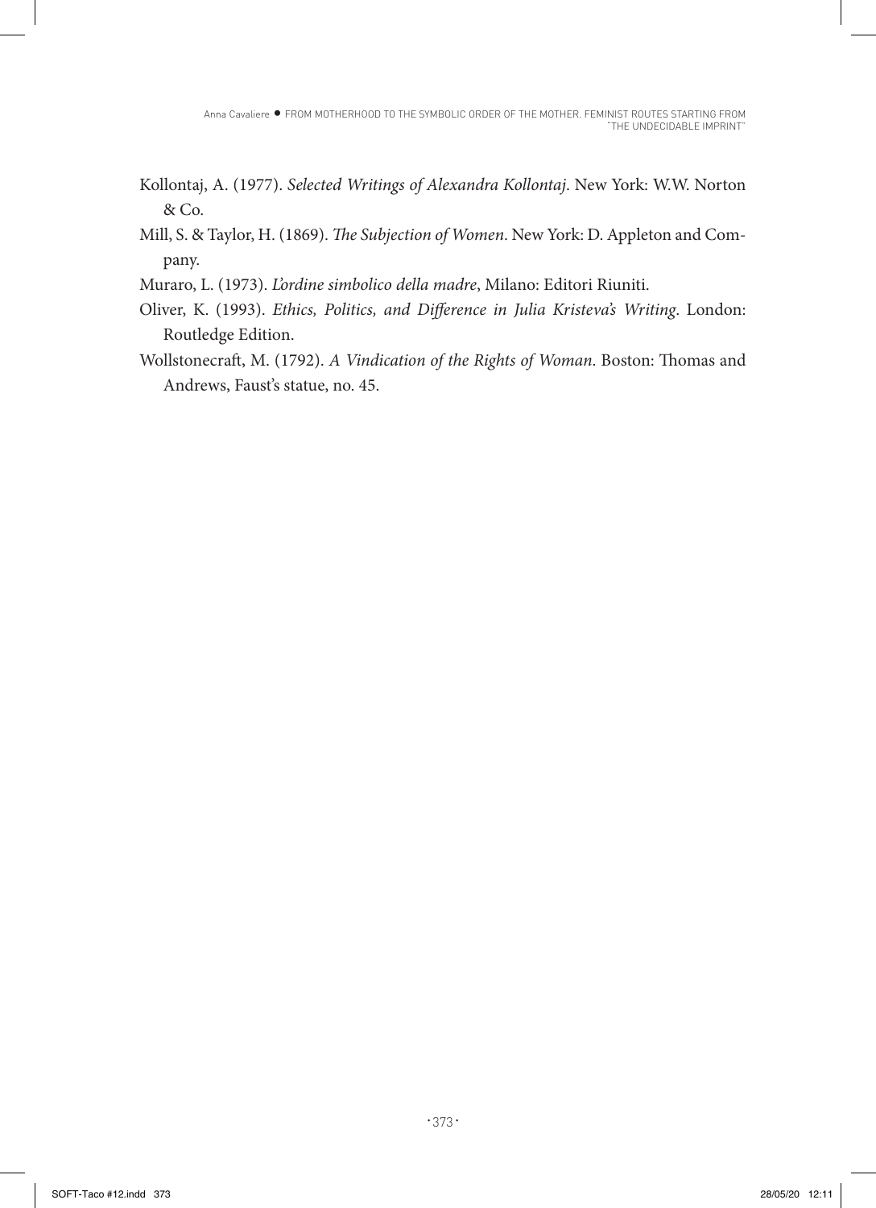Kollontaj, A. (1977). *Selected Writings of Alexandra Kollontaj*. New York: W.W. Norton & Co.

Mill, S. & Taylor, H. (1869). *The Subjection of Women*. New York: D. Appleton and Company.

Muraro, L. (1973). *L'ordine simbolico della madre*, Milano: Editori Riuniti.

Oliver, K. (1993). *Ethics, Politics, and Difference in Julia Kristeva's Writing*. London: Routledge Edition.

Wollstonecraft, M. (1792). *A Vindication of the Rights of Woman*. Boston: Thomas and Andrews, Faust's statue, no. 45.